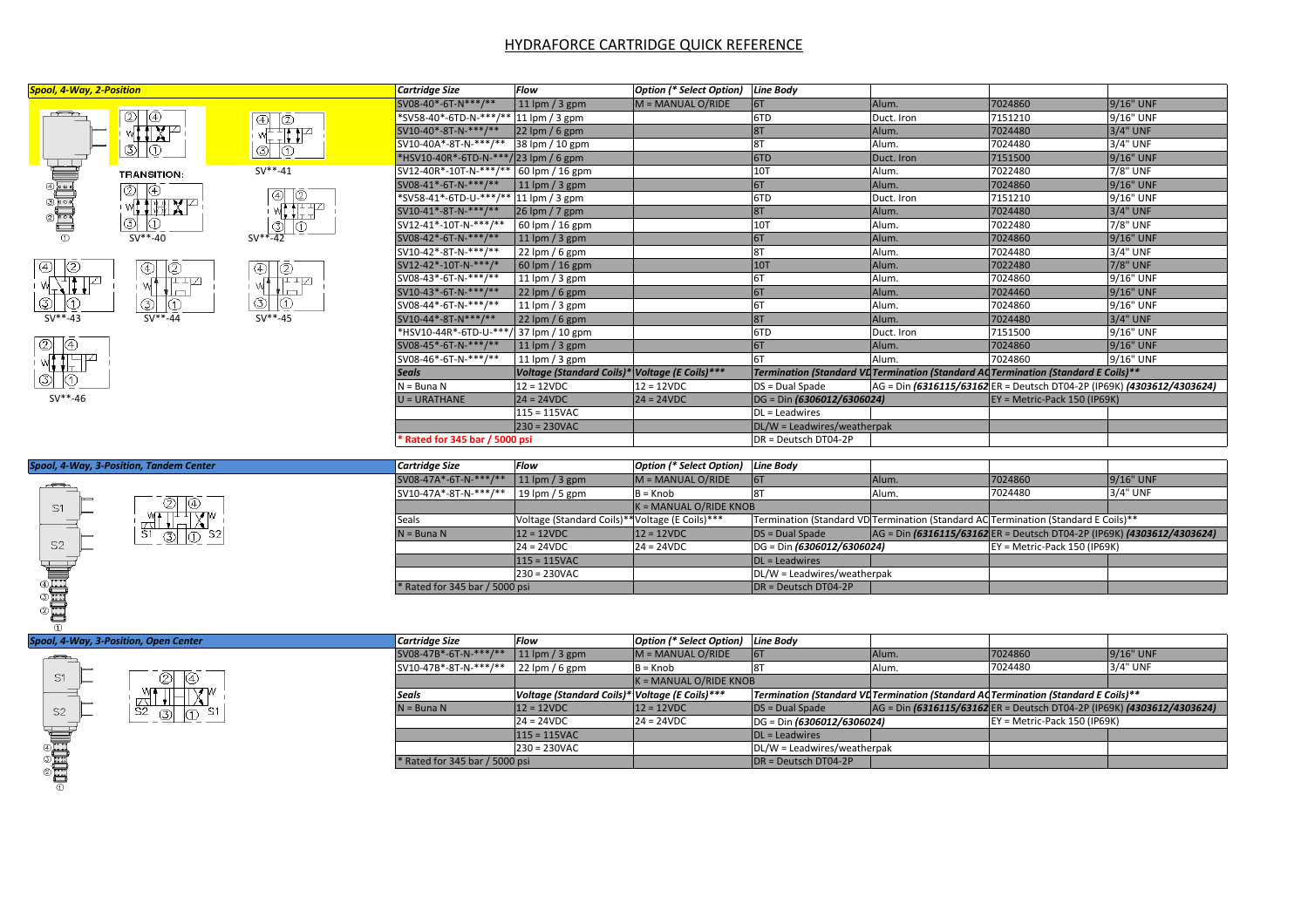# HYDRAFORCE CARTRIDGE QUICK REFERENCE

## Spool, 4-Way, 2-Position

TRANSITION:

SV**-40 | SV**-41 | SV**-42 | SV**-43 | SV**-44 | SV**-45 | SV**-46

| Cartridge Size | Flow | Option (* Select Option) | Line Body | | | |
|---|---|---|---|---|---|---|
| SV08-40*-6T-N-***/** | 11 lpm / 3 gpm | M = MANUAL O/RIDE | 6T | Alum. | 7024860 | 9/16" UNF |
| *SV58-40*-6TD-N-***/** | 11 lpm / 3 gpm | | 6TD | Duct. Iron | 7151210 | 9/16" UNF |
| SV10-40*-8T-N-***/** | 22 lpm / 6 gpm | | 8T | Alum. | 7024480 | 3/4" UNF |
| SV10-40A*-8T-N-***/** | 38 lpm / 10 gpm | | 8T | Alum. | 7024480 | 3/4" UNF |
| *HSV10-40R*-6TD-N-***/ | 23 lpm / 6 gpm | | 6TD | Duct. Iron | 7151500 | 9/16" UNF |
| SV12-40R*-10T-N-***/** | 60 lpm / 16 gpm | | 10T | Alum. | 7022480 | 7/8" UNF |
| SV08-41*-6T-N-***/** | 11 lpm / 3 gpm | | 6T | Alum. | 7024860 | 9/16" UNF |
| *SV58-41*-6TD-U-***/** | 11 lpm / 3 gpm | | 6TD | Duct. Iron | 7151210 | 9/16" UNF |
| SV10-41*-8T-N-***/** | 26 lpm / 7 gpm | | 8T | Alum. | 7024480 | 3/4" UNF |
| SV12-41*-10T-N-***/** | 60 lpm / 16 gpm | | 10T | Alum. | 7022480 | 7/8" UNF |
| SV08-42*-6T-N-***/** | 11 lpm / 3 gpm | | 6T | Alum. | 7024860 | 9/16" UNF |
| SV10-42*-8T-N-***/** | 22 lpm / 6 gpm | | 8T | Alum. | 7024480 | 3/4" UNF |
| SV12-42*-10T-N-***/* | 60 lpm / 16 gpm | | 10T | Alum. | 7022480 | 7/8" UNF |
| SV08-43*-6T-N-***/** | 11 lpm / 3 gpm | | 6T | Alum. | 7024860 | 9/16" UNF |
| SV10-43*-6T-N-***/** | 22 lpm / 6 gpm | | 6T | Alum. | 7024460 | 9/16" UNF |
| SV08-44*-6T-N-***/** | 11 lpm / 3 gpm | | 6T | Alum. | 7024860 | 9/16" UNF |
| SV10-44*-8T-N***/** | 22 lpm / 6 gpm | | 8T | Alum. | 7024480 | 3/4" UNF |
| *HSV10-44R*-6TD-U-***/ | 37 lpm / 10 gpm | | 6TD | Duct. Iron | 7151500 | 9/16" UNF |
| SV08-45*-6T-N-***/** | 11 lpm / 3 gpm | | 6T | Alum. | 7024860 | 9/16" UNF |
| SV08-46*-6T-N-***/** | 11 lpm / 3 gpm | | 6T | Alum. | 7024860 | 9/16" UNF |
| **Seals** | **Voltage (Standard Coils)*** | **Voltage (E Coils)***\*** | **Termination (Standard VD** | **Termination (Standard AC** | **Termination (Standard E Coils)**\*\* | |
| N = Buna N | 12 = 12VDC | 12 = 12VDC | DS = Dual Spade | AG = Din *(6316115/63162* | ER = Deutsch DT04-2P (IP69K) *(4303612/4303624)* | |
| U = URATHANE | 24 = 24VDC | 24 = 24VDC | DG = Din *(6306012/6306024)* | | EY = Metric-Pack 150 (IP69K) | |
| | 115 = 115VAC | | DL = Leadwires | | | |
| | 230 = 230VAC | | DL/W = Leadwires/weatherpak | | | |
| * Rated for 345 bar / 5000 psi | | | DR = Deutsch DT04-2P | | | |

## Spool, 4-Way, 3-Position, Tandem Center

| Cartridge Size | Flow | Option (* Select Option) | Line Body | | | |
|---|---|---|---|---|---|---|
| SV08-47A*-6T-N-***/** | 11 lpm / 3 gpm | M = MANUAL O/RIDE | 6T | Alum. | 7024860 | 9/16" UNF |
| SV10-47A*-8T-N-***/** | 19 lpm / 5 gpm | B = Knob | 8T | Alum. | 7024480 | 3/4" UNF |
| | | K = MANUAL O/RIDE KNOB | | | | |
| Seals | Voltage (Standard Coils)** | Voltage (E Coils)*** | Termination (Standard VD | Termination (Standard AC | Termination (Standard E Coils)** | |
| N = Buna N | 12 = 12VDC | 12 = 12VDC | DS = Dual Spade | AG = Din *(6316115/63162* | ER = Deutsch DT04-2P (IP69K) *(4303612/4303624)* | |
| | 24 = 24VDC | 24 = 24VDC | DG = Din *(6306012/6306024)* | | EY = Metric-Pack 150 (IP69K) | |
| | 115 = 115VAC | | DL = Leadwires | | | |
| | 230 = 230VAC | | DL/W = Leadwires/weatherpak | | | |
| * Rated for 345 bar / 5000 psi | | | DR = Deutsch DT04-2P | | | |

## Spool, 4-Way, 3-Position, Open Center

| Cartridge Size | Flow | Option (* Select Option) | Line Body | | | |
|---|---|---|---|---|---|---|
| SV08-47B*-6T-N-***/** | 11 lpm / 3 gpm | M = MANUAL O/RIDE | 6T | Alum. | 7024860 | 9/16" UNF |
| SV10-47B*-8T-N-***/** | 22 lpm / 6 gpm | B = Knob | 8T | Alum. | 7024480 | 3/4" UNF |
| | | K = MANUAL O/RIDE KNOB | | | | |
| **Seals** | **Voltage (Standard Coils)*** | **Voltage (E Coils)***\*** | **Termination (Standard VD** | **Termination (Standard AC** | **Termination (Standard E Coils)**\*\* | |
| N = Buna N | 12 = 12VDC | 12 = 12VDC | DS = Dual Spade | AG = Din *(6316115/63162* | ER = Deutsch DT04-2P (IP69K) *(4303612/4303624)* | |
| | 24 = 24VDC | 24 = 24VDC | DG = Din *(6306012/6306024)* | | EY = Metric-Pack 150 (IP69K) | |
| | 115 = 115VAC | | DL = Leadwires | | | |
| | 230 = 230VAC | | DL/W = Leadwires/weatherpak | | | |
| * Rated for 345 bar / 5000 psi | | | DR = Deutsch DT04-2P | | | |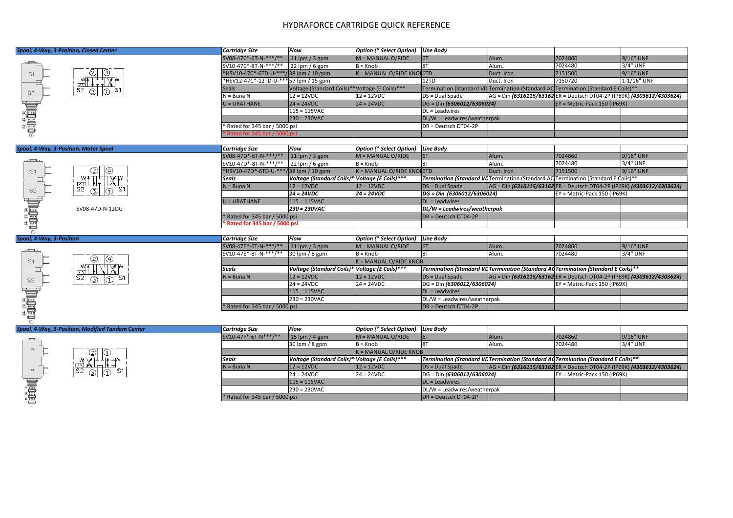# HYDRAFORCE CARTRIDGE QUICK REFERENCE

## Spool, 4-Way, 3-Position, Closed Center

| Cartridge Size | Flow | Option (* Select Option) | Line Body | | | |
|---|---|---|---|---|---|---|
| SV08-47C*-6T-N-***/** | 11 lpm / 3 gpm | M = MANUAL O/RIDE | 6T | Alum. | 7024860 | 9/16" UNF |
| SV10-47C*-8T-N-***/** | 22 lpm / 6 gpm | B = Knob | 8T | Alum. | 7024480 | 3/4" UNF |
| *HSV10-47C*-6TD-U-***/ | 38 lpm / 10 gpm | K = MANUAL O/RIDE KNOB | 6TD | Duct. Iron | 7151500 | 9/16" UNF |
| *HSV12-47C*-12TD-U-*** | 57 lpm / 15 gpm | | 12TD | Duct. Iron | 7150720 | 1-1/16" UNF |
| Seals | Voltage (Standard Coils)** | Voltage (E Coils)*** | Termination (Standard VDC | Termination (Standard AC | Termination (Standard E Coils)** | |
| N = Buna N | 12 = 12VDC | 12 = 12VDC | DS = Dual Spade | AG = Din (6316115/63162 | ER = Deutsch DT04-2P (IP69K) (4303612/4303624) | |
| U = URATHANE | 24 = 24VDC | 24 = 24VDC | DG = Din (6306012/6306024) | | EY = Metric-Pack 150 (IP69K) | |
| | 115 = 115VAC | | DL = Leadwires | | | |
| | 230 = 230VAC | | DL/W = Leadwires/weatherpak | | | |
| * Rated for 345 bar / 5000 psi | | | DR = Deutsch DT04-2P | | | |
| * Rated for 345 bar / 5000 psi | | | | | | |

## Spool, 4-Way, 3-Position, Motor Spool

SV08-47D-N-12DG

| Cartridge Size | Flow | Option (* Select Option) | Line Body | | | |
|---|---|---|---|---|---|---|
| SV08-47D*-6T-N-***/** | 11 lpm / 3 gpm | M = MANUAL O/RIDE | 6T | Alum. | 7024860 | 9/16" UNF |
| SV10-47D*-8T-N-***/** | 22 lpm / 6 gpm | B = Knob | 8T | Alum. | 7024480 | 3/4" UNF |
| *HSV10-47D*-6TD-U-***/ | 38 lpm / 10 gpm | K = MANUAL O/RIDE KNOB | 6TD | Duct. Iron | 7151500 | 9/16" UNF |
| ***Seals*** | ***Voltage (Standard Coils)*** | ***Voltage (E Coils)**** | ***Termination (Standard VDC*** | Termination (Standard AC | Termination (Standard E Coils)** | |
| N = Buna N | 12 = 12VDC | 12 = 12VDC | DS = Dual Spade | AG = Din (6316115/63162 | ER = Deutsch DT04-2P (IP69K) (4303612/4303624) | |
| | ***24 = 24VDC*** | ***24 = 24VDC*** | ***DG = Din (6306012/6306024)*** | | EY = Metric-Pack 150 (IP69K) | |
| U = URATHANE | 115 = 115VAC | | DL = Leadwires | | | |
| | ***230 = 230VAC*** | | ***DL/W = Leadwires/weatherpak*** | | | |
| * Rated for 345 bar / 5000 psi | | | DR = Deutsch DT04-2P | | | |
| **Rated for 345 bar / 5000 psi** | | | | | | |

## Spool, 4-Way, 3-Position

| Cartridge Size | Flow | Option (* Select Option) | Line Body | | | |
|---|---|---|---|---|---|---|
| SV08-47E*-6T-N-***/** | 11 lpm / 3 gpm | M = MANUAL O/RIDE | 6T | Alum. | 7024860 | 9/16" UNF |
| SV10-47E*-8T-N-***/** | 30 lpm / 8 gpm | B = Knob | 8T | Alum. | 7024480 | 3/4" UNF |
| | | K = MANUAL O/RIDE KNOB | | | | |
| ***Seals*** | ***Voltage (Standard Coils)*** | ***Voltage (E Coils)**** | ***Termination (Standard VDC*** | ***Termination (Standard AC*** | ***Termination (Standard E Coils)**** | |
| N = Buna N | 12 = 12VDC | 12 = 12VDC | DS = Dual Spade | AG = Din (6316115/63162 | ER = Deutsch DT04-2P (IP69K) (4303612/4303624) | |
| | 24 = 24VDC | 24 = 24VDC | DG = Din (6306012/6306024) | | EY = Metric-Pack 150 (IP69K) | |
| | 115 = 115VAC | | DL = Leadwires | | | |
| | 230 = 230VAC | | DL/W = Leadwires/weatherpak | | | |
| * Rated for 345 bar / 5000 psi | | | DR = Deutsch DT04-2P | | | |

## Spool, 4-Way, 3-Position, Modified Tandem Center

| Cartridge Size | Flow | Option (* Select Option) | Line Body | | | |
|---|---|---|---|---|---|---|
| SV10-47F*-6T-N***/** | 15 lpm / 4 gpm | M = MANUAL O/RIDE | 6T | Alum. | 7024860 | 9/16" UNF |
| | 30 lpm / 8 gpm | B = Knob | 8T | Alum. | 7024480 | 3/4" UNF |
| | | K = MANUAL O/RIDE KNOB | | | | |
| ***Seals*** | ***Voltage (Standard Coils)*** | ***Voltage (E Coils)**** | ***Termination (Standard VDC*** | ***Termination (Standard AC*** | ***Termination (Standard E Coils)**** | |
| N = Buna N | 12 = 12VDC | 12 = 12VDC | DS = Dual Spade | AG = Din (6316115/63162 | ER = Deutsch DT04-2P (IP69K) (4303612/4303624) | |
| | 24 = 24VDC | 24 = 24VDC | DG = Din (6306012/6306024) | | EY = Metric-Pack 150 (IP69K) | |
| | 115 = 115VAC | | DL = Leadwires | | | |
| | 230 = 230VAC | | DL/W = Leadwires/weatherpak | | | |
| * Rated for 345 bar / 5000 psi | | | DR = Deutsch DT04-2P | | | |